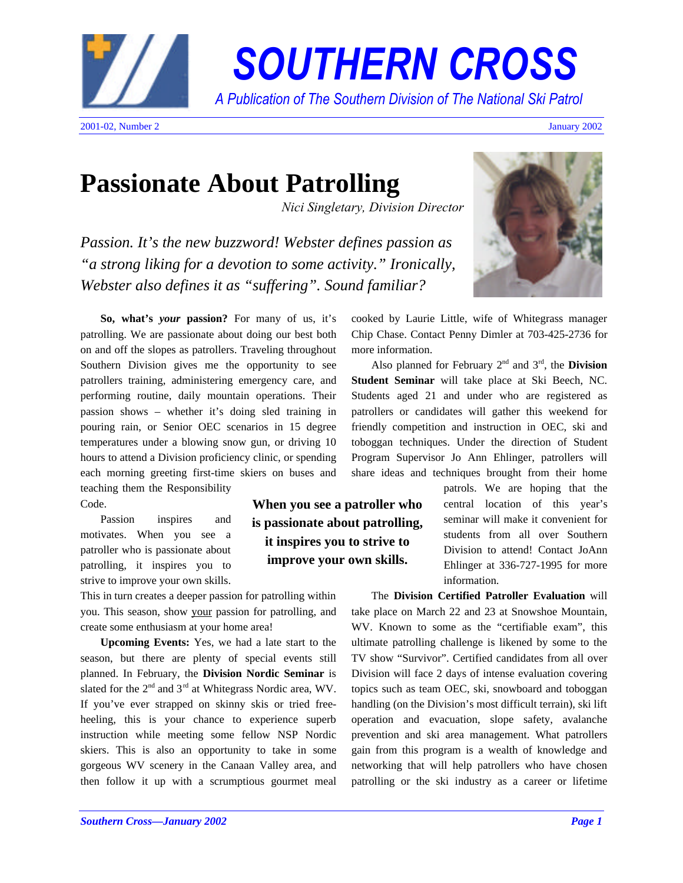# SOUTHERN CROSS

*A Publication of The Southern Division of The National Ski Patrol*

2001-02, Number 2 January 2002

# Passionate About Patrolling

*Nici Singletary, Division Director*

*Passion. It's the new buzzword! Webster defines passion as "a strong liking for a devotion to some activity." Ironically, Webster also defines it as "suffering". Sound familiar?*

**So, what's *your* passion?** For many of us, it's patrolling. We are passionate about doing our best both on and off the slopes as patrollers. Traveling throughout Southern Division gives me the opportunity to see patrollers training, administering emergency care, and performing routine, daily mountain operations. Their passion shows – whether it's doing sled training in pouring rain, or Senior OEC scenarios in 15 degree temperatures under a blowing snow gun, or driving 10 hours to attend a Division proficiency clinic, or spending each morning greeting first-time skiers on buses and teaching them the Responsibility Code.

Passion inspires and motivates. When you see a patroller who is passionate about patrolling, it inspires you to strive to improve your own skills. This in turn creates a deeper passion for patrolling within you. This season, show your passion for patrolling, and create some enthusiasm at your home area!

**When you see a patroller who is passionate about patrolling, it inspires you to strive to improve your own skills.**

**Upcoming Events:** Yes, we had a late start to the season, but there are plenty of special events still planned. In February, the **Division Nordic Seminar** is slated for the 2nd and 3rd at Whitegrass Nordic area, WV. If you've ever strapped on skinny skis or tried free-heeling, this is your chance to experience superb instruction while meeting some fellow NSP Nordic skiers. This is also an opportunity to take in some gorgeous WV scenery in the Canaan Valley area, and then follow it up with a scrumptious gourmet meal cooked by Laurie Little, wife of Whitegrass manager Chip Chase. Contact Penny Dimler at 703-425-2736 for more information.

Also planned for February 2nd and 3rd, the **Division Student Seminar** will take place at Ski Beech, NC. Students aged 21 and under who are registered as patrollers or candidates will gather this weekend for friendly competition and instruction in OEC, ski and toboggan techniques. Under the direction of Student Program Supervisor Jo Ann Ehlinger, patrollers will share ideas and techniques brought from their home patrols. We are hoping that the central location of this year's seminar will make it convenient for students from all over Southern Division to attend! Contact JoAnn Ehlinger at 336-727-1995 for more information.

The **Division Certified Patroller Evaluation** will take place on March 22 and 23 at Snowshoe Mountain, WV. Known to some as the "certifiable exam", this ultimate patrolling challenge is likened by some to the TV show "Survivor". Certified candidates from all over Division will face 2 days of intense evaluation covering topics such as team OEC, ski, snowboard and toboggan handling (on the Division's most difficult terrain), ski lift operation and evacuation, slope safety, avalanche prevention and ski area management. What patrollers gain from this program is a wealth of knowledge and networking that will help patrollers who have chosen patrolling or the ski industry as a career or lifetime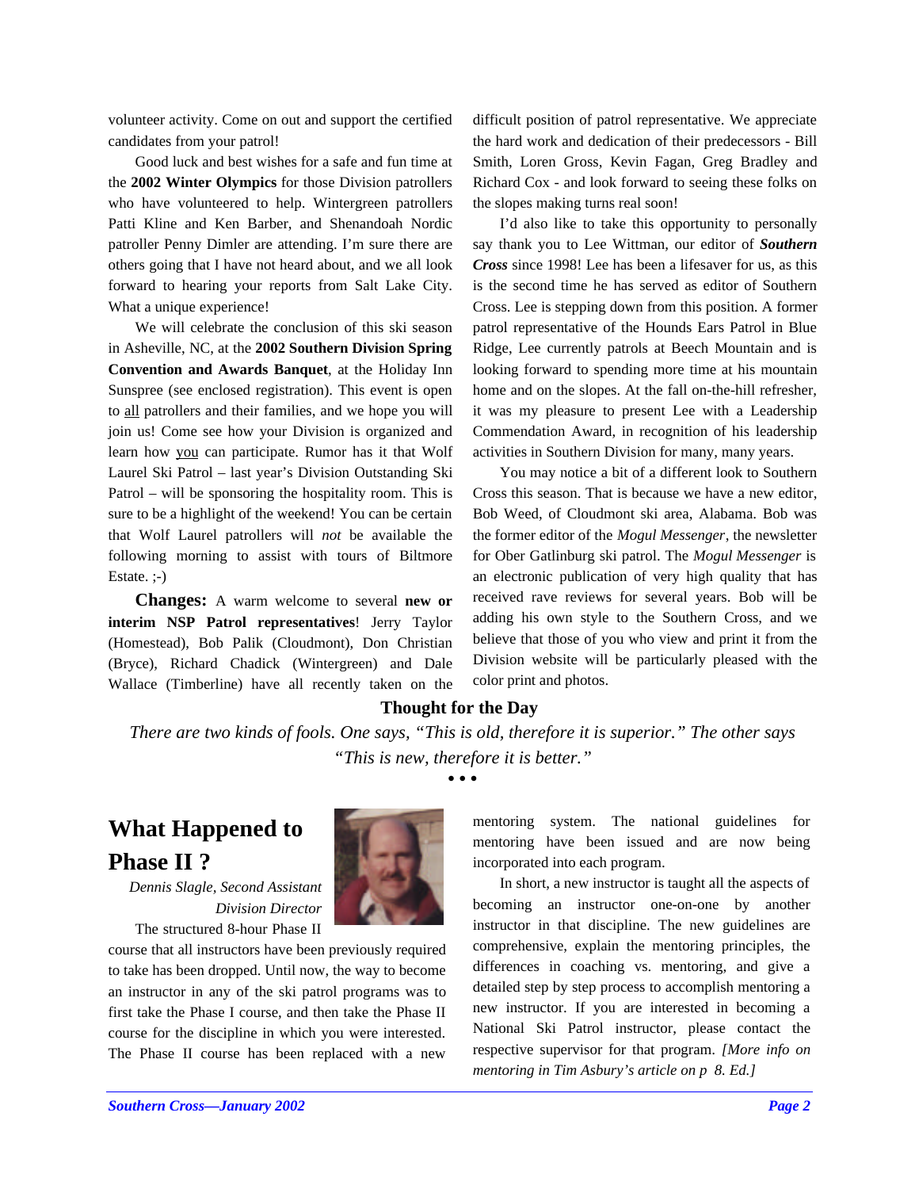volunteer activity. Come on out and support the certified candidates from your patrol!

Good luck and best wishes for a safe and fun time at the **2002 Winter Olympics** for those Division patrollers who have volunteered to help. Wintergreen patrollers Patti Kline and Ken Barber, and Shenandoah Nordic patroller Penny Dimler are attending. I'm sure there are others going that I have not heard about, and we all look forward to hearing your reports from Salt Lake City. What a unique experience!

We will celebrate the conclusion of this ski season in Asheville, NC, at the **2002 Southern Division Spring Convention and Awards Banquet**, at the Holiday Inn Sunspree (see enclosed registration). This event is open to all patrollers and their families, and we hope you will join us! Come see how your Division is organized and learn how you can participate. Rumor has it that Wolf Laurel Ski Patrol – last year's Division Outstanding Ski Patrol – will be sponsoring the hospitality room. This is sure to be a highlight of the weekend! You can be certain that Wolf Laurel patrollers will *not* be available the following morning to assist with tours of Biltmore Estate. ;-)

**Changes:** A warm welcome to several **new or interim NSP Patrol representatives**! Jerry Taylor (Homestead), Bob Palik (Cloudmont), Don Christian (Bryce), Richard Chadick (Wintergreen) and Dale Wallace (Timberline) have all recently taken on the difficult position of patrol representative. We appreciate the hard work and dedication of their predecessors - Bill Smith, Loren Gross, Kevin Fagan, Greg Bradley and Richard Cox - and look forward to seeing these folks on the slopes making turns real soon!

I'd also like to take this opportunity to personally say thank you to Lee Wittman, our editor of ***Southern Cross*** since 1998! Lee has been a lifesaver for us, as this is the second time he has served as editor of Southern Cross. Lee is stepping down from this position. A former patrol representative of the Hounds Ears Patrol in Blue Ridge, Lee currently patrols at Beech Mountain and is looking forward to spending more time at his mountain home and on the slopes. At the fall on-the-hill refresher, it was my pleasure to present Lee with a Leadership Commendation Award, in recognition of his leadership activities in Southern Division for many, many years.

You may notice a bit of a different look to Southern Cross this season. That is because we have a new editor, Bob Weed, of Cloudmont ski area, Alabama. Bob was the former editor of the *Mogul Messenger*, the newsletter for Ober Gatlinburg ski patrol. The *Mogul Messenger* is an electronic publication of very high quality that has received rave reviews for several years. Bob will be adding his own style to the Southern Cross, and we believe that those of you who view and print it from the Division website will be particularly pleased with the color print and photos.

**Thought for the Day**

*There are two kinds of fools. One says, "This is old, therefore it is superior." The other says "This is new, therefore it is better."*

• • •

## What Happened to Phase II ?

*Dennis Slagle, Second Assistant Division Director*

The structured 8-hour Phase II course that all instructors have been previously required to take has been dropped. Until now, the way to become an instructor in any of the ski patrol programs was to first take the Phase I course, and then take the Phase II course for the discipline in which you were interested. The Phase II course has been replaced with a new mentoring system. The national guidelines for mentoring have been issued and are now being incorporated into each program.

In short, a new instructor is taught all the aspects of becoming an instructor one-on-one by another instructor in that discipline. The new guidelines are comprehensive, explain the mentoring principles, the differences in coaching vs. mentoring, and give a detailed step by step process to accomplish mentoring a new instructor. If you are interested in becoming a National Ski Patrol instructor, please contact the respective supervisor for that program. *[More info on mentoring in Tim Asbury's article on p 8. Ed.]*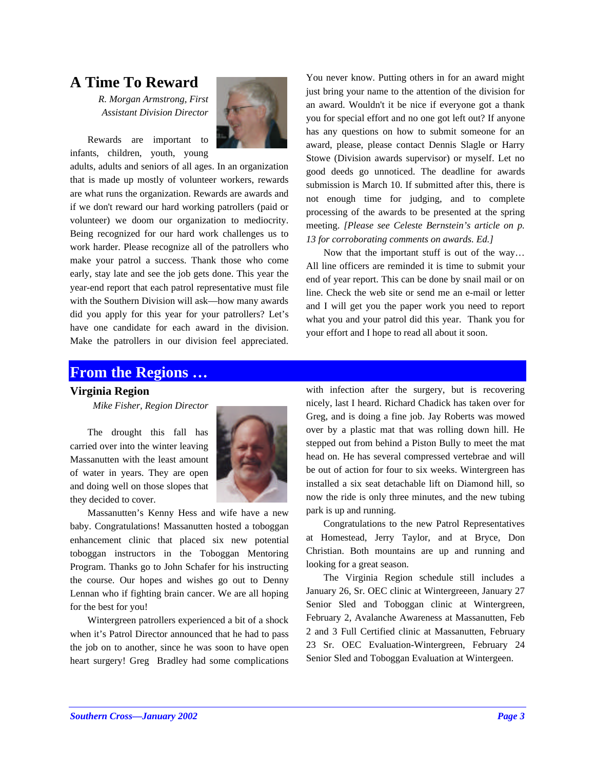## A Time To Reward

*R. Morgan Armstrong, First Assistant Division Director*

Rewards are important to infants, children, youth, young adults, adults and seniors of all ages. In an organization that is made up mostly of volunteer workers, rewards are what runs the organization. Rewards are awards and if we don't reward our hard working patrollers (paid or volunteer) we doom our organization to mediocrity. Being recognized for our hard work challenges us to work harder. Please recognize all of the patrollers who make your patrol a success. Thank those who come early, stay late and see the job gets done. This year the year-end report that each patrol representative must file with the Southern Division will ask—how many awards did you apply for this year for your patrollers? Let's have one candidate for each award in the division. Make the patrollers in our division feel appreciated. You never know. Putting others in for an award might just bring your name to the attention of the division for an award. Wouldn't it be nice if everyone got a thank you for special effort and no one got left out? If anyone has any questions on how to submit someone for an award, please, please contact Dennis Slagle or Harry Stowe (Division awards supervisor) or myself. Let no good deeds go unnoticed. The deadline for awards submission is March 10. If submitted after this, there is not enough time for judging, and to complete processing of the awards to be presented at the spring meeting. *[Please see Celeste Bernstein's article on p. 13 for corroborating comments on awards. Ed.]*

Now that the important stuff is out of the way… All line officers are reminded it is time to submit your end of year report. This can be done by snail mail or on line. Check the web site or send me an e-mail or letter and I will get you the paper work you need to report what you and your patrol did this year. Thank you for your effort and I hope to read all about it soon.

# From the Regions …

### Virginia Region

*Mike Fisher, Region Director*

The drought this fall has carried over into the winter leaving Massanutten with the least amount of water in years. They are open and doing well on those slopes that they decided to cover.

Massanutten's Kenny Hess and wife have a new baby. Congratulations! Massanutten hosted a toboggan enhancement clinic that placed six new potential toboggan instructors in the Toboggan Mentoring Program. Thanks go to John Schafer for his instructing the course. Our hopes and wishes go out to Denny Lennan who if fighting brain cancer. We are all hoping for the best for you!

Wintergreen patrollers experienced a bit of a shock when it's Patrol Director announced that he had to pass the job on to another, since he was soon to have open heart surgery! Greg Bradley had some complications with infection after the surgery, but is recovering nicely, last I heard. Richard Chadick has taken over for Greg, and is doing a fine job. Jay Roberts was mowed over by a plastic mat that was rolling down hill. He stepped out from behind a Piston Bully to meet the mat head on. He has several compressed vertebrae and will be out of action for four to six weeks. Wintergreen has installed a six seat detachable lift on Diamond hill, so now the ride is only three minutes, and the new tubing park is up and running.

Congratulations to the new Patrol Representatives at Homestead, Jerry Taylor, and at Bryce, Don Christian. Both mountains are up and running and looking for a great season.

The Virginia Region schedule still includes a January 26, Sr. OEC clinic at Wintergreeen, January 27 Senior Sled and Toboggan clinic at Wintergreen, February 2, Avalanche Awareness at Massanutten, Feb 2 and 3 Full Certified clinic at Massanutten, February 23 Sr. OEC Evaluation-Wintergreen, February 24 Senior Sled and Toboggan Evaluation at Wintergeen.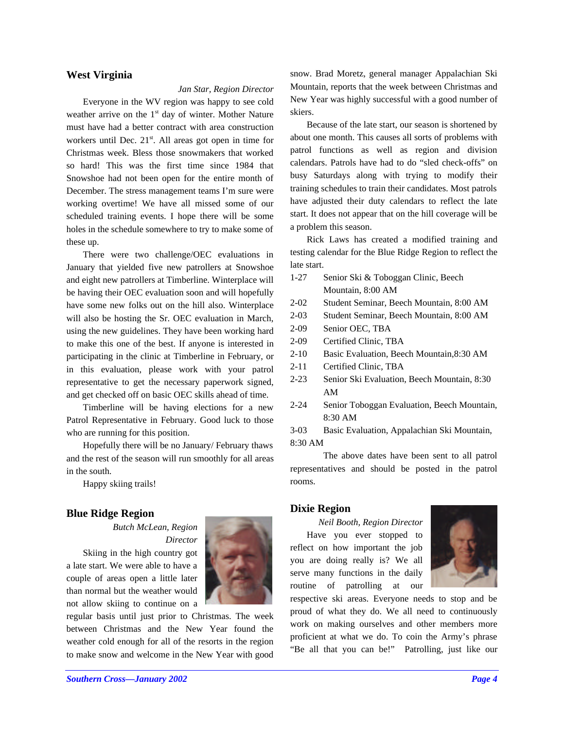## West Virginia

*Jan Star, Region Director*

Everyone in the WV region was happy to see cold weather arrive on the 1st day of winter. Mother Nature must have had a better contract with area construction workers until Dec. 21st. All areas got open in time for Christmas week. Bless those snowmakers that worked so hard! This was the first time since 1984 that Snowshoe had not been open for the entire month of December. The stress management teams I'm sure were working overtime! We have all missed some of our scheduled training events. I hope there will be some holes in the schedule somewhere to try to make some of these up.

There were two challenge/OEC evaluations in January that yielded five new patrollers at Snowshoe and eight new patrollers at Timberline. Winterplace will be having their OEC evaluation soon and will hopefully have some new folks out on the hill also. Winterplace will also be hosting the Sr. OEC evaluation in March, using the new guidelines. They have been working hard to make this one of the best. If anyone is interested in participating in the clinic at Timberline in February, or in this evaluation, please work with your patrol representative to get the necessary paperwork signed, and get checked off on basic OEC skills ahead of time.

Timberline will be having elections for a new Patrol Representative in February. Good luck to those who are running for this position.

Hopefully there will be no January/ February thaws and the rest of the season will run smoothly for all areas in the south.

Happy skiing trails!

## Blue Ridge Region

*Butch McLean, Region Director*

Skiing in the high country got a late start. We were able to have a couple of areas open a little later than normal but the weather would not allow skiing to continue on a regular basis until just prior to Christmas. The week between Christmas and the New Year found the weather cold enough for all of the resorts in the region to make snow and welcome in the New Year with good snow. Brad Moretz, general manager Appalachian Ski Mountain, reports that the week between Christmas and New Year was highly successful with a good number of skiers.

Because of the late start, our season is shortened by about one month. This causes all sorts of problems with patrol functions as well as region and division calendars. Patrols have had to do "sled check-offs" on busy Saturdays along with trying to modify their training schedules to train their candidates. Most patrols have adjusted their duty calendars to reflect the late start. It does not appear that on the hill coverage will be a problem this season.

Rick Laws has created a modified training and testing calendar for the Blue Ridge Region to reflect the late start.

- 1-27 Senior Ski & Toboggan Clinic, Beech Mountain, 8:00 AM
- 2-02 Student Seminar, Beech Mountain, 8:00 AM
- 2-03 Student Seminar, Beech Mountain, 8:00 AM
- 2-09 Senior OEC, TBA
- 2-09 Certified Clinic, TBA
- 2-10 Basic Evaluation, Beech Mountain,8:30 AM
- 2-11 Certified Clinic, TBA
- 2-23 Senior Ski Evaluation, Beech Mountain, 8:30 AM
- 2-24 Senior Toboggan Evaluation, Beech Mountain, 8:30 AM
- 3-03 Basic Evaluation, Appalachian Ski Mountain, 8:30 AM

The above dates have been sent to all patrol representatives and should be posted in the patrol rooms.

## Dixie Region

*Neil Booth, Region Director*

Have you ever stopped to reflect on how important the job you are doing really is? We all serve many functions in the daily routine of patrolling at our respective ski areas. Everyone needs to stop and be proud of what they do. We all need to continuously work on making ourselves and other members more proficient at what we do. To coin the Army's phrase "Be all that you can be!" Patrolling, just like our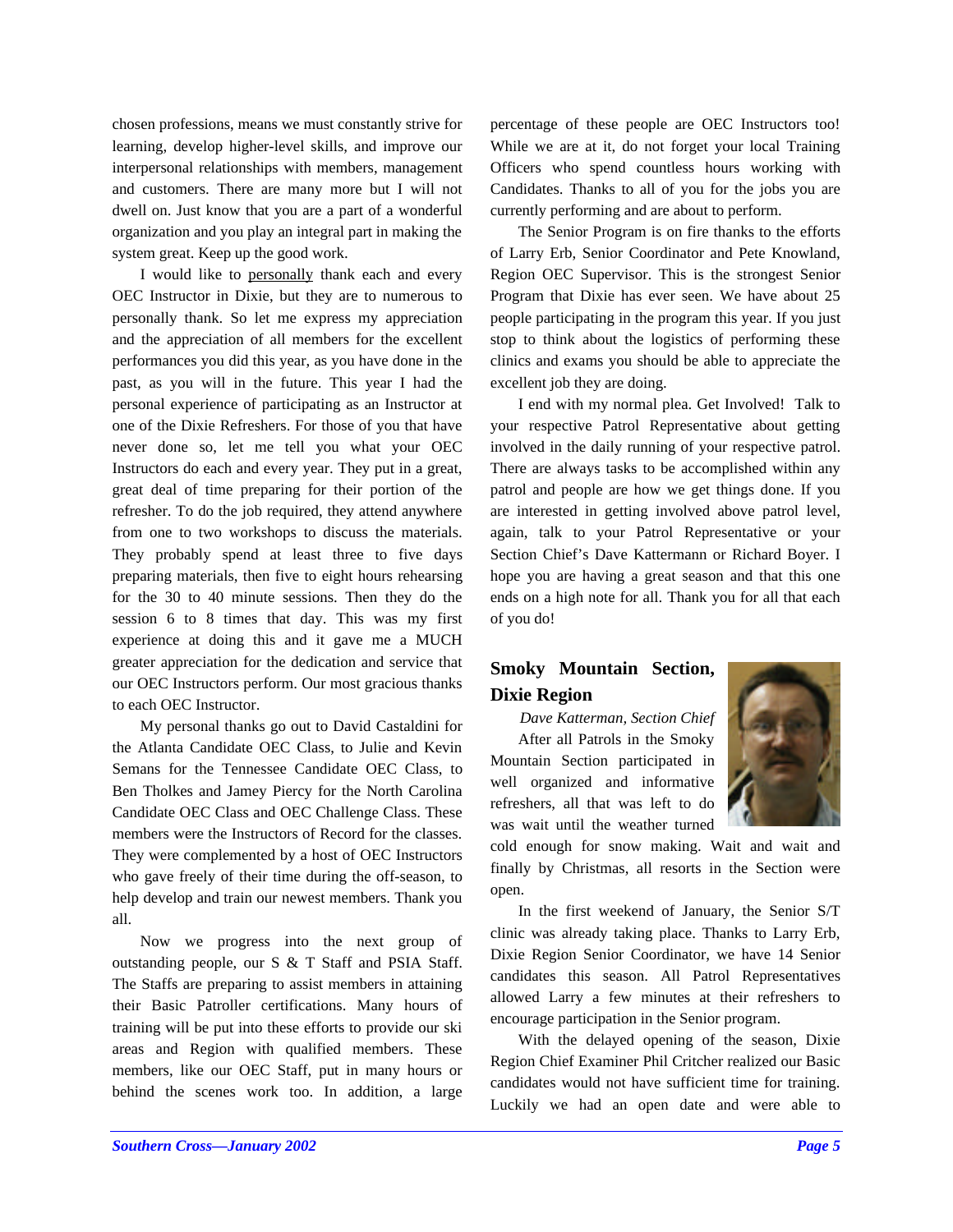chosen professions, means we must constantly strive for learning, develop higher-level skills, and improve our interpersonal relationships with members, management and customers. There are many more but I will not dwell on. Just know that you are a part of a wonderful organization and you play an integral part in making the system great. Keep up the good work.

I would like to personally thank each and every OEC Instructor in Dixie, but they are to numerous to personally thank. So let me express my appreciation and the appreciation of all members for the excellent performances you did this year, as you have done in the past, as you will in the future. This year I had the personal experience of participating as an Instructor at one of the Dixie Refreshers. For those of you that have never done so, let me tell you what your OEC Instructors do each and every year. They put in a great, great deal of time preparing for their portion of the refresher. To do the job required, they attend anywhere from one to two workshops to discuss the materials. They probably spend at least three to five days preparing materials, then five to eight hours rehearsing for the 30 to 40 minute sessions. Then they do the session 6 to 8 times that day. This was my first experience at doing this and it gave me a MUCH greater appreciation for the dedication and service that our OEC Instructors perform. Our most gracious thanks to each OEC Instructor.

My personal thanks go out to David Castaldini for the Atlanta Candidate OEC Class, to Julie and Kevin Semans for the Tennessee Candidate OEC Class, to Ben Tholkes and Jamey Piercy for the North Carolina Candidate OEC Class and OEC Challenge Class. These members were the Instructors of Record for the classes. They were complemented by a host of OEC Instructors who gave freely of their time during the off-season, to help develop and train our newest members. Thank you all.

Now we progress into the next group of outstanding people, our S & T Staff and PSIA Staff. The Staffs are preparing to assist members in attaining their Basic Patroller certifications. Many hours of training will be put into these efforts to provide our ski areas and Region with qualified members. These members, like our OEC Staff, put in many hours or behind the scenes work too. In addition, a large percentage of these people are OEC Instructors too! While we are at it, do not forget your local Training Officers who spend countless hours working with Candidates. Thanks to all of you for the jobs you are currently performing and are about to perform.

The Senior Program is on fire thanks to the efforts of Larry Erb, Senior Coordinator and Pete Knowland, Region OEC Supervisor. This is the strongest Senior Program that Dixie has ever seen. We have about 25 people participating in the program this year. If you just stop to think about the logistics of performing these clinics and exams you should be able to appreciate the excellent job they are doing.

I end with my normal plea. Get Involved! Talk to your respective Patrol Representative about getting involved in the daily running of your respective patrol. There are always tasks to be accomplished within any patrol and people are how we get things done. If you are interested in getting involved above patrol level, again, talk to your Patrol Representative or your Section Chief's Dave Kattermann or Richard Boyer. I hope you are having a great season and that this one ends on a high note for all. Thank you for all that each of you do!

## Smoky Mountain Section, Dixie Region

*Dave Katterman, Section Chief*

After all Patrols in the Smoky Mountain Section participated in well organized and informative refreshers, all that was left to do was wait until the weather turned cold enough for snow making. Wait and wait and finally by Christmas, all resorts in the Section were open.

In the first weekend of January, the Senior S/T clinic was already taking place. Thanks to Larry Erb, Dixie Region Senior Coordinator, we have 14 Senior candidates this season. All Patrol Representatives allowed Larry a few minutes at their refreshers to encourage participation in the Senior program.

With the delayed opening of the season, Dixie Region Chief Examiner Phil Critcher realized our Basic candidates would not have sufficient time for training. Luckily we had an open date and were able to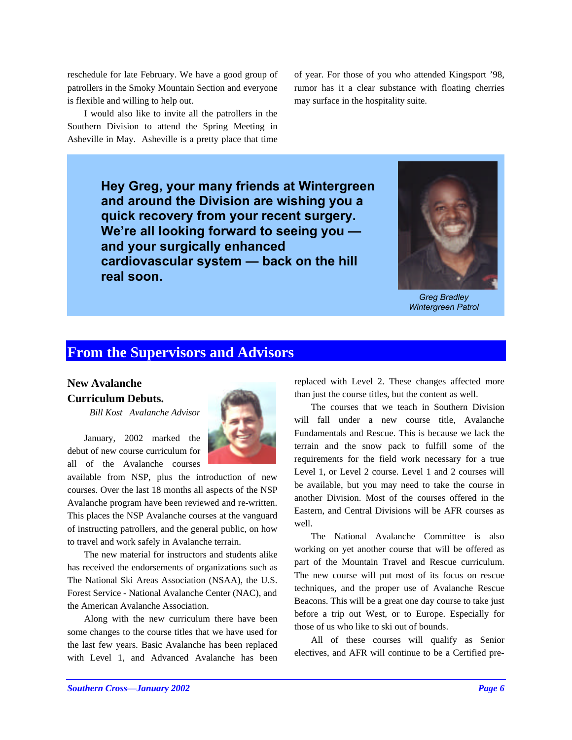reschedule for late February. We have a good group of patrollers in the Smoky Mountain Section and everyone is flexible and willing to help out.

I would also like to invite all the patrollers in the Southern Division to attend the Spring Meeting in Asheville in May. Asheville is a pretty place that time of year. For those of you who attended Kingsport '98, rumor has it a clear substance with floating cherries may surface in the hospitality suite.

**Hey Greg, your many friends at Wintergreen and around the Division are wishing you a quick recovery from your recent surgery. We're all looking forward to seeing you — and your surgically enhanced cardiovascular system — back on the hill real soon.**

*Greg Bradley*
*Wintergreen Patrol*

## From the Supervisors and Advisors

### New Avalanche Curriculum Debuts.

*Bill Kost Avalanche Advisor*

January, 2002 marked the debut of new course curriculum for all of the Avalanche courses available from NSP, plus the introduction of new courses. Over the last 18 months all aspects of the NSP Avalanche program have been reviewed and re-written. This places the NSP Avalanche courses at the vanguard of instructing patrollers, and the general public, on how to travel and work safely in Avalanche terrain.

The new material for instructors and students alike has received the endorsements of organizations such as The National Ski Areas Association (NSAA), the U.S. Forest Service - National Avalanche Center (NAC), and the American Avalanche Association.

Along with the new curriculum there have been some changes to the course titles that we have used for the last few years. Basic Avalanche has been replaced with Level 1, and Advanced Avalanche has been replaced with Level 2. These changes affected more than just the course titles, but the content as well.

The courses that we teach in Southern Division will fall under a new course title, Avalanche Fundamentals and Rescue. This is because we lack the terrain and the snow pack to fulfill some of the requirements for the field work necessary for a true Level 1, or Level 2 course. Level 1 and 2 courses will be available, but you may need to take the course in another Division. Most of the courses offered in the Eastern, and Central Divisions will be AFR courses as well.

The National Avalanche Committee is also working on yet another course that will be offered as part of the Mountain Travel and Rescue curriculum. The new course will put most of its focus on rescue techniques, and the proper use of Avalanche Rescue Beacons. This will be a great one day course to take just before a trip out West, or to Europe. Especially for those of us who like to ski out of bounds.

All of these courses will qualify as Senior electives, and AFR will continue to be a Certified pre-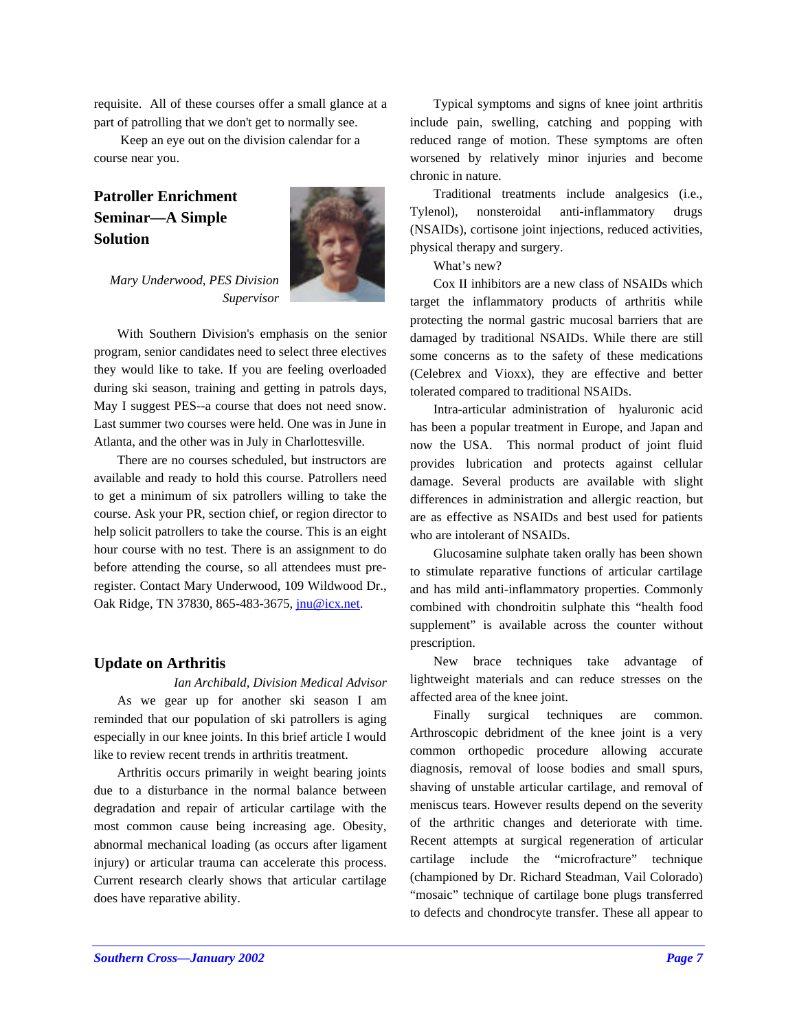requisite. All of these courses offer a small glance at a part of patrolling that we don't get to normally see.

Keep an eye out on the division calendar for a course near you.

## Patroller Enrichment Seminar—A Simple Solution

*Mary Underwood, PES Division Supervisor*

With Southern Division's emphasis on the senior program, senior candidates need to select three electives they would like to take. If you are feeling overloaded during ski season, training and getting in patrols days, May I suggest PES--a course that does not need snow. Last summer two courses were held. One was in June in Atlanta, and the other was in July in Charlottesville.

There are no courses scheduled, but instructors are available and ready to hold this course. Patrollers need to get a minimum of six patrollers willing to take the course. Ask your PR, section chief, or region director to help solicit patrollers to take the course. This is an eight hour course with no test. There is an assignment to do before attending the course, so all attendees must pre-register. Contact Mary Underwood, 109 Wildwood Dr., Oak Ridge, TN 37830, 865-483-3675, jnu@icx.net.

## Update on Arthritis

*Ian Archibald, Division Medical Advisor*

As we gear up for another ski season I am reminded that our population of ski patrollers is aging especially in our knee joints. In this brief article I would like to review recent trends in arthritis treatment.

Arthritis occurs primarily in weight bearing joints due to a disturbance in the normal balance between degradation and repair of articular cartilage with the most common cause being increasing age. Obesity, abnormal mechanical loading (as occurs after ligament injury) or articular trauma can accelerate this process. Current research clearly shows that articular cartilage does have reparative ability.

Typical symptoms and signs of knee joint arthritis include pain, swelling, catching and popping with reduced range of motion. These symptoms are often worsened by relatively minor injuries and become chronic in nature.

Traditional treatments include analgesics (i.e., Tylenol), nonsteroidal anti-inflammatory drugs (NSAIDs), cortisone joint injections, reduced activities, physical therapy and surgery.

What's new?

Cox II inhibitors are a new class of NSAIDs which target the inflammatory products of arthritis while protecting the normal gastric mucosal barriers that are damaged by traditional NSAIDs. While there are still some concerns as to the safety of these medications (Celebrex and Vioxx), they are effective and better tolerated compared to traditional NSAIDs.

Intra-articular administration of hyaluronic acid has been a popular treatment in Europe, and Japan and now the USA. This normal product of joint fluid provides lubrication and protects against cellular damage. Several products are available with slight differences in administration and allergic reaction, but are as effective as NSAIDs and best used for patients who are intolerant of NSAIDs.

Glucosamine sulphate taken orally has been shown to stimulate reparative functions of articular cartilage and has mild anti-inflammatory properties. Commonly combined with chondroitin sulphate this "health food supplement" is available across the counter without prescription.

New brace techniques take advantage of lightweight materials and can reduce stresses on the affected area of the knee joint.

Finally surgical techniques are common. Arthroscopic debridment of the knee joint is a very common orthopedic procedure allowing accurate diagnosis, removal of loose bodies and small spurs, shaving of unstable articular cartilage, and removal of meniscus tears. However results depend on the severity of the arthritic changes and deteriorate with time. Recent attempts at surgical regeneration of articular cartilage include the "microfracture" technique (championed by Dr. Richard Steadman, Vail Colorado) "mosaic" technique of cartilage bone plugs transferred to defects and chondrocyte transfer. These all appear to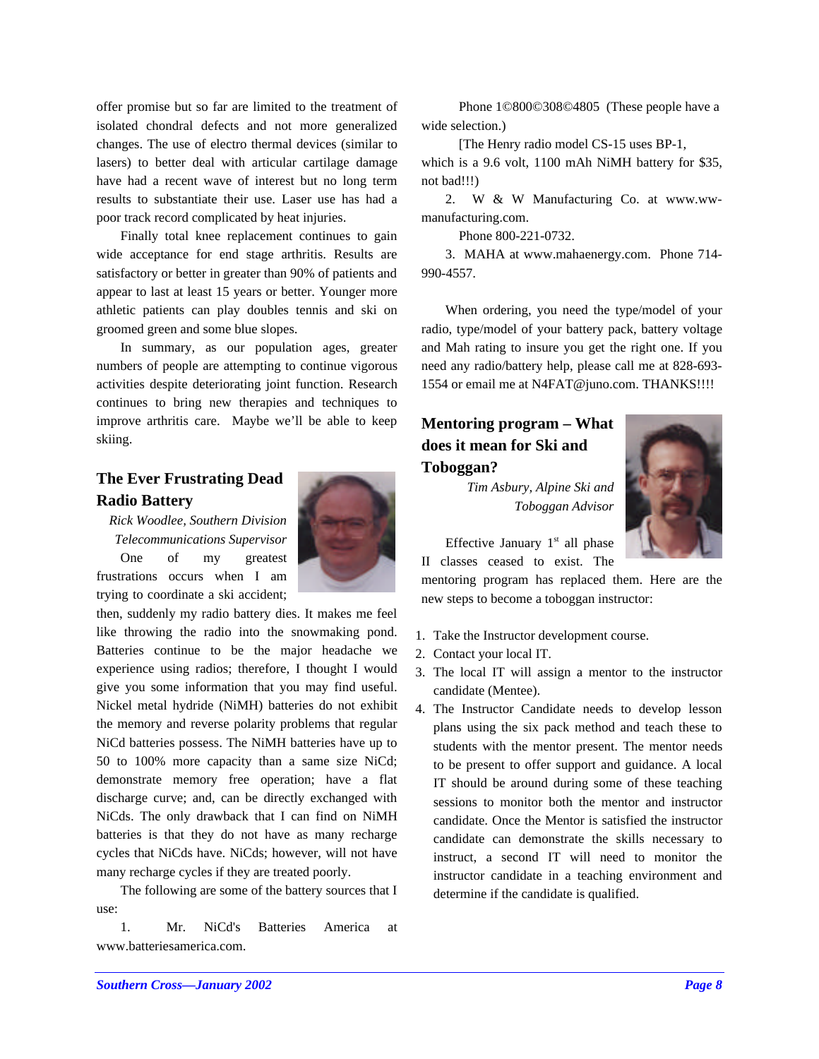offer promise but so far are limited to the treatment of isolated chondral defects and not more generalized changes. The use of electro thermal devices (similar to lasers) to better deal with articular cartilage damage have had a recent wave of interest but no long term results to substantiate their use. Laser use has had a poor track record complicated by heat injuries.

Finally total knee replacement continues to gain wide acceptance for end stage arthritis. Results are satisfactory or better in greater than 90% of patients and appear to last at least 15 years or better. Younger more athletic patients can play doubles tennis and ski on groomed green and some blue slopes.

In summary, as our population ages, greater numbers of people are attempting to continue vigorous activities despite deteriorating joint function. Research continues to bring new therapies and techniques to improve arthritis care. Maybe we'll be able to keep skiing.

## The Ever Frustrating Dead Radio Battery

*Rick Woodlee, Southern Division Telecommunications Supervisor*

One of my greatest frustrations occurs when I am trying to coordinate a ski accident; then, suddenly my radio battery dies. It makes me feel like throwing the radio into the snowmaking pond. Batteries continue to be the major headache we experience using radios; therefore, I thought I would give you some information that you may find useful. Nickel metal hydride (NiMH) batteries do not exhibit the memory and reverse polarity problems that regular NiCd batteries possess. The NiMH batteries have up to 50 to 100% more capacity than a same size NiCd; demonstrate memory free operation; have a flat discharge curve; and, can be directly exchanged with NiCds. The only drawback that I can find on NiMH batteries is that they do not have as many recharge cycles that NiCds have. NiCds; however, will not have many recharge cycles if they are treated poorly.

The following are some of the battery sources that I use:

1. Mr. NiCd's Batteries America at www.batteriesamerica.com.

   Phone 1©800©308©4805 (These people have a wide selection.)

   [The Henry radio model CS-15 uses BP-1, which is a 9.6 volt, 1100 mAh NiMH battery for $35, not bad!!!)

2. W & W Manufacturing Co. at www.ww-manufacturing.com.

   Phone 800-221-0732.

3. MAHA at www.mahaenergy.com. Phone 714-990-4557.

When ordering, you need the type/model of your radio, type/model of your battery pack, battery voltage and Mah rating to insure you get the right one. If you need any radio/battery help, please call me at 828-693-1554 or email me at N4FAT@juno.com. THANKS!!!!

## Mentoring program – What does it mean for Ski and Toboggan?

*Tim Asbury, Alpine Ski and Toboggan Advisor*

Effective January 1st all phase II classes ceased to exist. The mentoring program has replaced them. Here are the new steps to become a toboggan instructor:

1. Take the Instructor development course.
2. Contact your local IT.
3. The local IT will assign a mentor to the instructor candidate (Mentee).
4. The Instructor Candidate needs to develop lesson plans using the six pack method and teach these to students with the mentor present. The mentor needs to be present to offer support and guidance. A local IT should be around during some of these teaching sessions to monitor both the mentor and instructor candidate. Once the Mentor is satisfied the instructor candidate can demonstrate the skills necessary to instruct, a second IT will need to monitor the instructor candidate in a teaching environment and determine if the candidate is qualified.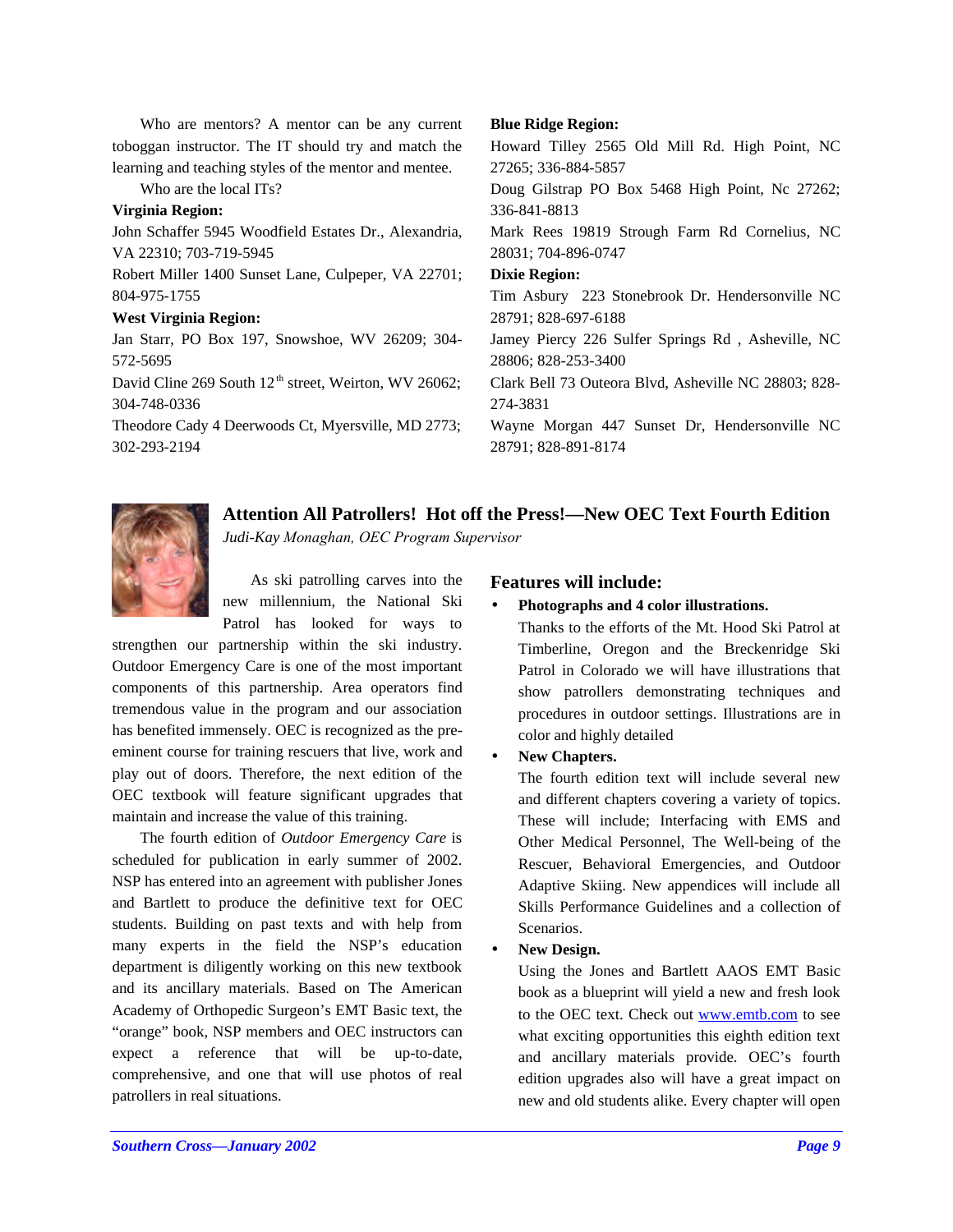Who are mentors? A mentor can be any current toboggan instructor. The IT should try and match the learning and teaching styles of the mentor and mentee.

Who are the local ITs?

**Virginia Region:**

John Schaffer 5945 Woodfield Estates Dr., Alexandria, VA 22310; 703-719-5945

Robert Miller 1400 Sunset Lane, Culpeper, VA 22701; 804-975-1755

**West Virginia Region:**

Jan Starr, PO Box 197, Snowshoe, WV 26209; 304-572-5695

David Cline 269 South 12th street, Weirton, WV 26062; 304-748-0336

Theodore Cady 4 Deerwoods Ct, Myersville, MD 2773; 302-293-2194

**Blue Ridge Region:**

Howard Tilley 2565 Old Mill Rd. High Point, NC 27265; 336-884-5857

Doug Gilstrap PO Box 5468 High Point, Nc 27262; 336-841-8813

Mark Rees 19819 Strough Farm Rd Cornelius, NC 28031; 704-896-0747

**Dixie Region:**

Tim Asbury 223 Stonebrook Dr. Hendersonville NC 28791; 828-697-6188

Jamey Piercy 226 Sulfer Springs Rd , Asheville, NC 28806; 828-253-3400

Clark Bell 73 Outeora Blvd, Asheville NC 28803; 828-274-3831

Wayne Morgan 447 Sunset Dr, Hendersonville NC 28791; 828-891-8174

## Attention All Patrollers! Hot off the Press!—New OEC Text Fourth Edition

*Judi-Kay Monaghan, OEC Program Supervisor*

As ski patrolling carves into the new millennium, the National Ski Patrol has looked for ways to strengthen our partnership within the ski industry. Outdoor Emergency Care is one of the most important components of this partnership. Area operators find tremendous value in the program and our association has benefited immensely. OEC is recognized as the pre-eminent course for training rescuers that live, work and play out of doors. Therefore, the next edition of the OEC textbook will feature significant upgrades that maintain and increase the value of this training.

The fourth edition of *Outdoor Emergency Care* is scheduled for publication in early summer of 2002. NSP has entered into an agreement with publisher Jones and Bartlett to produce the definitive text for OEC students. Building on past texts and with help from many experts in the field the NSP's education department is diligently working on this new textbook and its ancillary materials. Based on The American Academy of Orthopedic Surgeon's EMT Basic text, the "orange" book, NSP members and OEC instructors can expect a reference that will be up-to-date, comprehensive, and one that will use photos of real patrollers in real situations.

### Features will include:

- **Photographs and 4 color illustrations.**
  Thanks to the efforts of the Mt. Hood Ski Patrol at Timberline, Oregon and the Breckenridge Ski Patrol in Colorado we will have illustrations that show patrollers demonstrating techniques and procedures in outdoor settings. Illustrations are in color and highly detailed
- **New Chapters.**
  The fourth edition text will include several new and different chapters covering a variety of topics. These will include; Interfacing with EMS and Other Medical Personnel, The Well-being of the Rescuer, Behavioral Emergencies, and Outdoor Adaptive Skiing. New appendices will include all Skills Performance Guidelines and a collection of Scenarios.
- **New Design.**
  Using the Jones and Bartlett AAOS EMT Basic book as a blueprint will yield a new and fresh look to the OEC text. Check out www.emtb.com to see what exciting opportunities this eighth edition text and ancillary materials provide. OEC's fourth edition upgrades also will have a great impact on new and old students alike. Every chapter will open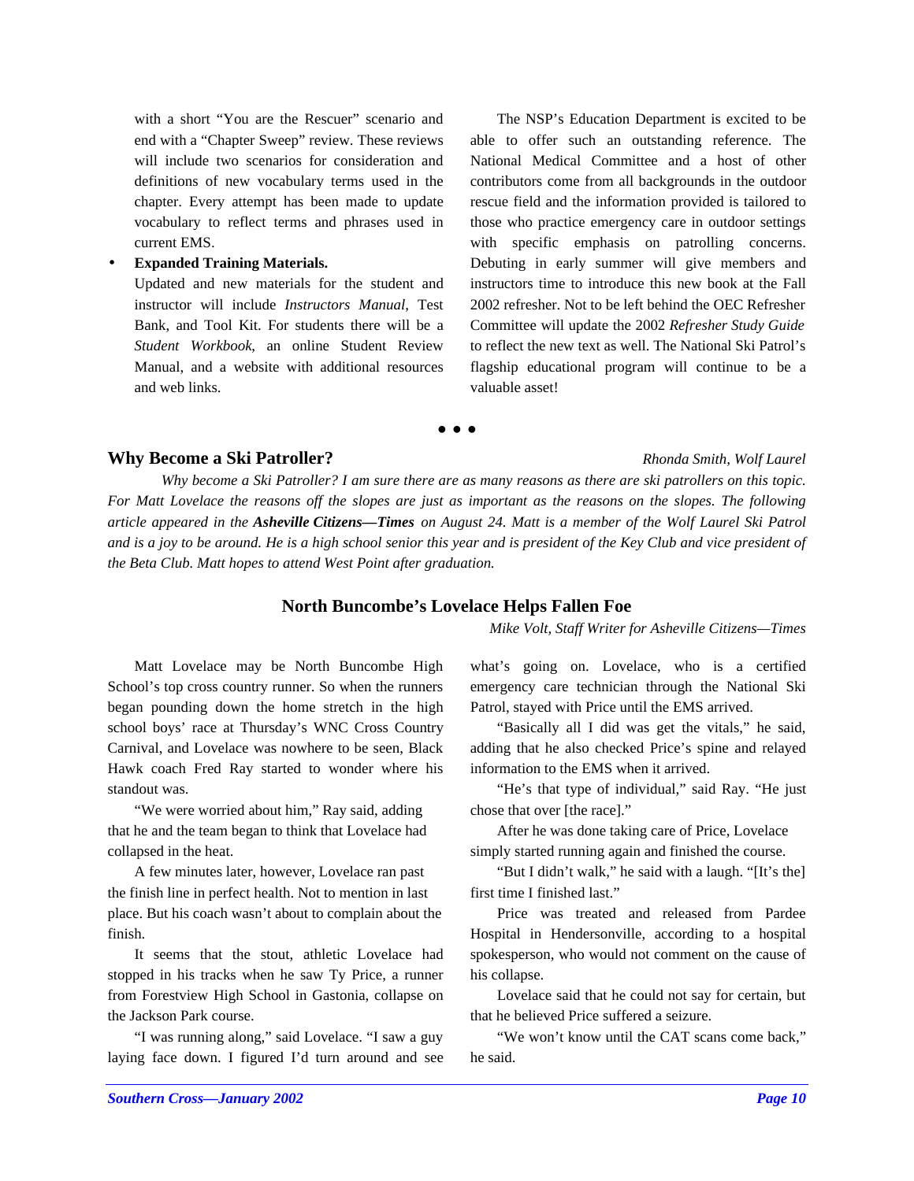with a short "You are the Rescuer" scenario and end with a "Chapter Sweep" review. These reviews will include two scenarios for consideration and definitions of new vocabulary terms used in the chapter. Every attempt has been made to update vocabulary to reflect terms and phrases used in current EMS.

- **Expanded Training Materials.**
  Updated and new materials for the student and instructor will include *Instructors Manual*, Test Bank, and Tool Kit. For students there will be a *Student Workbook*, an online Student Review Manual, and a website with additional resources and web links.

The NSP's Education Department is excited to be able to offer such an outstanding reference. The National Medical Committee and a host of other contributors come from all backgrounds in the outdoor rescue field and the information provided is tailored to those who practice emergency care in outdoor settings with specific emphasis on patrolling concerns. Debuting in early summer will give members and instructors time to introduce this new book at the Fall 2002 refresher. Not to be left behind the OEC Refresher Committee will update the 2002 *Refresher Study Guide* to reflect the new text as well. The National Ski Patrol's flagship educational program will continue to be a valuable asset!

• • •

## Why Become a Ski Patroller?

*Rhonda Smith, Wolf Laurel*

*Why become a Ski Patroller? I am sure there are as many reasons as there are ski patrollers on this topic. For Matt Lovelace the reasons off the slopes are just as important as the reasons on the slopes. The following article appeared in the **Asheville Citizens—Times** on August 24. Matt is a member of the Wolf Laurel Ski Patrol and is a joy to be around. He is a high school senior this year and is president of the Key Club and vice president of the Beta Club. Matt hopes to attend West Point after graduation.*

### North Buncombe's Lovelace Helps Fallen Foe

*Mike Volt, Staff Writer for Asheville Citizens—Times*

Matt Lovelace may be North Buncombe High School's top cross country runner. So when the runners began pounding down the home stretch in the high school boys' race at Thursday's WNC Cross Country Carnival, and Lovelace was nowhere to be seen, Black Hawk coach Fred Ray started to wonder where his standout was.

"We were worried about him," Ray said, adding that he and the team began to think that Lovelace had collapsed in the heat.

A few minutes later, however, Lovelace ran past the finish line in perfect health. Not to mention in last place. But his coach wasn't about to complain about the finish.

It seems that the stout, athletic Lovelace had stopped in his tracks when he saw Ty Price, a runner from Forestview High School in Gastonia, collapse on the Jackson Park course.

"I was running along," said Lovelace. "I saw a guy laying face down. I figured I'd turn around and see what's going on. Lovelace, who is a certified emergency care technician through the National Ski Patrol, stayed with Price until the EMS arrived.

"Basically all I did was get the vitals," he said, adding that he also checked Price's spine and relayed information to the EMS when it arrived.

"He's that type of individual," said Ray. "He just chose that over [the race]."

After he was done taking care of Price, Lovelace simply started running again and finished the course.

"But I didn't walk," he said with a laugh. "[It's the] first time I finished last."

Price was treated and released from Pardee Hospital in Hendersonville, according to a hospital spokesperson, who would not comment on the cause of his collapse.

Lovelace said that he could not say for certain, but that he believed Price suffered a seizure.

"We won't know until the CAT scans come back," he said.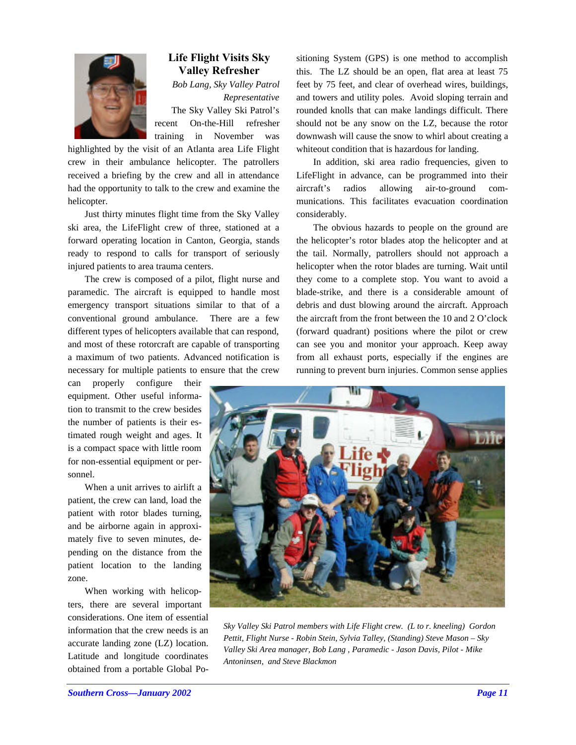## Life Flight Visits Sky Valley Refresher

*Bob Lang, Sky Valley Patrol Representative*

The Sky Valley Ski Patrol's recent On-the-Hill refresher training in November was highlighted by the visit of an Atlanta area Life Flight crew in their ambulance helicopter. The patrollers received a briefing by the crew and all in attendance had the opportunity to talk to the crew and examine the helicopter.

Just thirty minutes flight time from the Sky Valley ski area, the LifeFlight crew of three, stationed at a forward operating location in Canton, Georgia, stands ready to respond to calls for transport of seriously injured patients to area trauma centers.

The crew is composed of a pilot, flight nurse and paramedic. The aircraft is equipped to handle most emergency transport situations similar to that of a conventional ground ambulance. There are a few different types of helicopters available that can respond, and most of these rotorcraft are capable of transporting a maximum of two patients. Advanced notification is necessary for multiple patients to ensure that the crew can properly configure their equipment. Other useful information to transmit to the crew besides the number of patients is their estimated rough weight and ages. It is a compact space with little room for non-essential equipment or personnel.

When a unit arrives to airlift a patient, the crew can land, load the patient with rotor blades turning, and be airborne again in approximately five to seven minutes, depending on the distance from the patient location to the landing zone.

When working with helicopters, there are several important considerations. One item of essential information that the crew needs is an accurate landing zone (LZ) location. Latitude and longitude coordinates obtained from a portable Global Positioning System (GPS) is one method to accomplish this. The LZ should be an open, flat area at least 75 feet by 75 feet, and clear of overhead wires, buildings, and towers and utility poles. Avoid sloping terrain and rounded knolls that can make landings difficult. There should not be any snow on the LZ, because the rotor downwash will cause the snow to whirl about creating a whiteout condition that is hazardous for landing.

In addition, ski area radio frequencies, given to LifeFlight in advance, can be programmed into their aircraft's radios allowing air-to-ground communications. This facilitates evacuation coordination considerably.

The obvious hazards to people on the ground are the helicopter's rotor blades atop the helicopter and at the tail. Normally, patrollers should not approach a helicopter when the rotor blades are turning. Wait until they come to a complete stop. You want to avoid a blade-strike, and there is a considerable amount of debris and dust blowing around the aircraft. Approach the aircraft from the front between the 10 and 2 O'clock (forward quadrant) positions where the pilot or crew can see you and monitor your approach. Keep away from all exhaust ports, especially if the engines are running to prevent burn injuries. Common sense applies

*Sky Valley Ski Patrol members with Life Flight crew. (L to r. kneeling) Gordon Pettit, Flight Nurse - Robin Stein, Sylvia Talley, (Standing) Steve Mason – Sky Valley Ski Area manager, Bob Lang , Paramedic - Jason Davis, Pilot - Mike Antoninsen, and Steve Blackmon*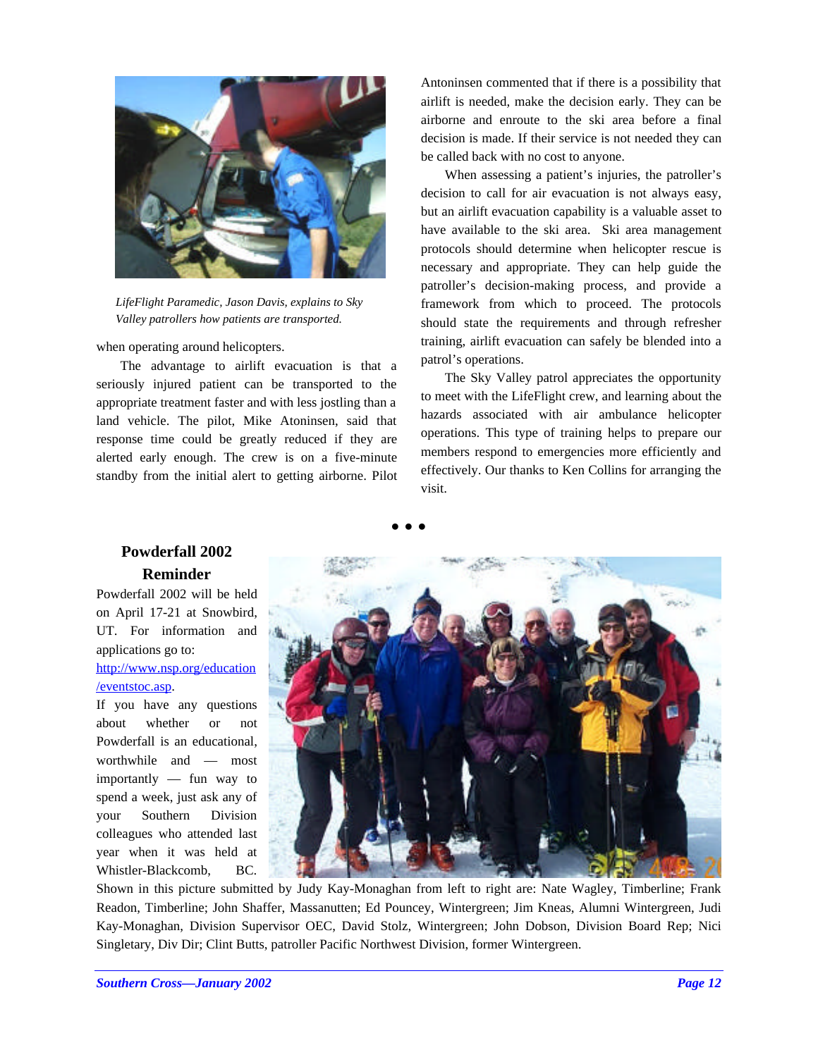*LifeFlight Paramedic, Jason Davis, explains to Sky Valley patrollers how patients are transported.*

when operating around helicopters.

The advantage to airlift evacuation is that a seriously injured patient can be transported to the appropriate treatment faster and with less jostling than a land vehicle. The pilot, Mike Atoninsen, said that response time could be greatly reduced if they are alerted early enough. The crew is on a five-minute standby from the initial alert to getting airborne. Pilot Antoninsen commented that if there is a possibility that airlift is needed, make the decision early. They can be airborne and enroute to the ski area before a final decision is made. If their service is not needed they can be called back with no cost to anyone.

When assessing a patient's injuries, the patroller's decision to call for air evacuation is not always easy, but an airlift evacuation capability is a valuable asset to have available to the ski area. Ski area management protocols should determine when helicopter rescue is necessary and appropriate. They can help guide the patroller's decision-making process, and provide a framework from which to proceed. The protocols should state the requirements and through refresher training, airlift evacuation can safely be blended into a patrol's operations.

The Sky Valley patrol appreciates the opportunity to meet with the LifeFlight crew, and learning about the hazards associated with air ambulance helicopter operations. This type of training helps to prepare our members respond to emergencies more efficiently and effectively. Our thanks to Ken Collins for arranging the visit.

• • •

## Powderfall 2002 Reminder

Powderfall 2002 will be held on April 17-21 at Snowbird, UT. For information and applications go to: http://www.nsp.org/education/eventstoc.asp.

If you have any questions about whether or not Powderfall is an educational, worthwhile and — most importantly — fun way to spend a week, just ask any of your Southern Division colleagues who attended last year when it was held at Whistler-Blackcomb, BC.

Shown in this picture submitted by Judy Kay-Monaghan from left to right are: Nate Wagley, Timberline; Frank Readon, Timberline; John Shaffer, Massanutten; Ed Pouncey, Wintergreen; Jim Kneas, Alumni Wintergreen, Judi Kay-Monaghan, Division Supervisor OEC, David Stolz, Wintergreen; John Dobson, Division Board Rep; Nici Singletary, Div Dir; Clint Butts, patroller Pacific Northwest Division, former Wintergreen.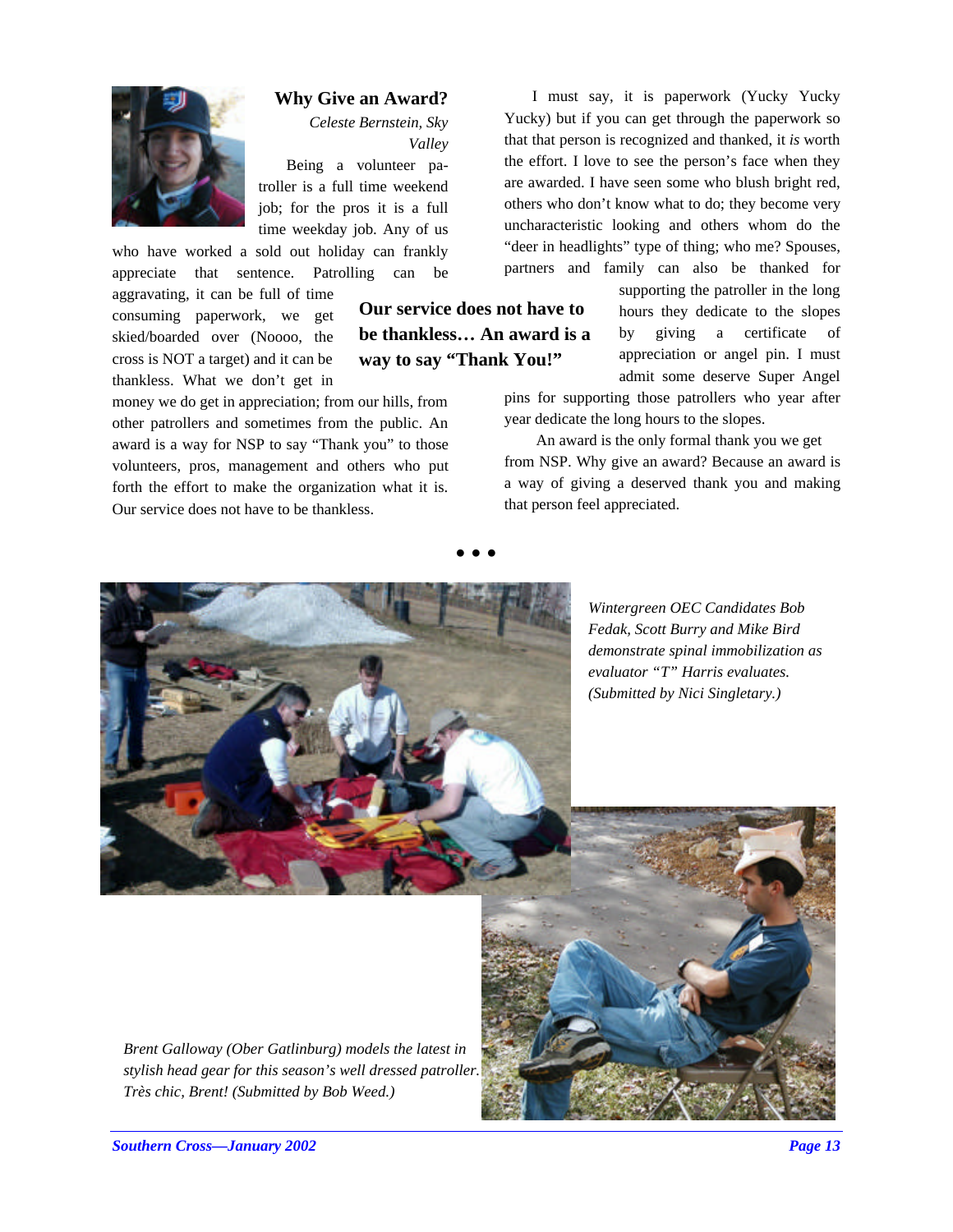## Why Give an Award?

*Celeste Bernstein, Sky Valley*

Being a volunteer patroller is a full time weekend job; for the pros it is a full time weekday job. Any of us who have worked a sold out holiday can frankly appreciate that sentence. Patrolling can be aggravating, it can be full of time consuming paperwork, we get skied/boarded over (Noooo, the cross is NOT a target) and it can be thankless. What we don't get in money we do get in appreciation; from our hills, from other patrollers and sometimes from the public. An award is a way for NSP to say "Thank you" to those volunteers, pros, management and others who put forth the effort to make the organization what it is. Our service does not have to be thankless.

**Our service does not have to be thankless… An award is a way to say "Thank You!"**

I must say, it is paperwork (Yucky Yucky Yucky) but if you can get through the paperwork so that that person is recognized and thanked, it *is* worth the effort. I love to see the person's face when they are awarded. I have seen some who blush bright red, others who don't know what to do; they become very uncharacteristic looking and others whom do the "deer in headlights" type of thing; who me? Spouses, partners and family can also be thanked for supporting the patroller in the long hours they dedicate to the slopes by giving a certificate of appreciation or angel pin. I must admit some deserve Super Angel pins for supporting those patrollers who year after year dedicate the long hours to the slopes.

An award is the only formal thank you we get from NSP. Why give an award? Because an award is a way of giving a deserved thank you and making that person feel appreciated.

• • •

*Wintergreen OEC Candidates Bob Fedak, Scott Burry and Mike Bird demonstrate spinal immobilization as evaluator "T" Harris evaluates. (Submitted by Nici Singletary.)*

*Brent Galloway (Ober Gatlinburg) models the latest in stylish head gear for this season's well dressed patroller. Très chic, Brent! (Submitted by Bob Weed.)*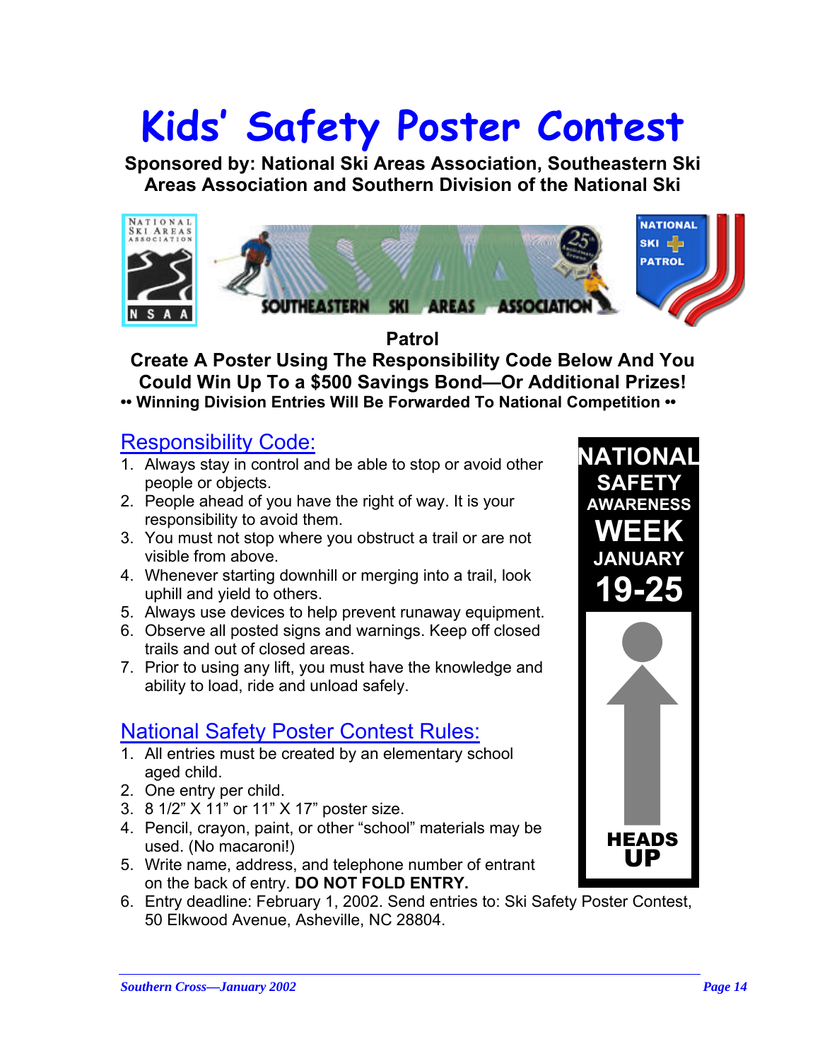# Kids' Safety Poster Contest

**Sponsored by: National Ski Areas Association, Southeastern Ski Areas Association and Southern Division of the National Ski Patrol**

**Create A Poster Using The Responsibility Code Below And You Could Win Up To a $500 Savings Bond—Or Additional Prizes!**

**•• Winning Division Entries Will Be Forwarded To National Competition ••**

## Responsibility Code:

1. Always stay in control and be able to stop or avoid other people or objects.
2. People ahead of you have the right of way. It is your responsibility to avoid them.
3. You must not stop where you obstruct a trail or are not visible from above.
4. Whenever starting downhill or merging into a trail, look uphill and yield to others.
5. Always use devices to help prevent runaway equipment.
6. Observe all posted signs and warnings. Keep off closed trails and out of closed areas.
7. Prior to using any lift, you must have the knowledge and ability to load, ride and unload safely.

**NATIONAL SAFETY AWARENESS WEEK**
**JANUARY 19-25**

**HEADS UP**

## National Safety Poster Contest Rules:

1. All entries must be created by an elementary school aged child.
2. One entry per child.
3. 8 1/2" X 11" or 11" X 17" poster size.
4. Pencil, crayon, paint, or other "school" materials may be used. (No macaroni!)
5. Write name, address, and telephone number of entrant on the back of entry. **DO NOT FOLD ENTRY.**
6. Entry deadline: February 1, 2002. Send entries to: Ski Safety Poster Contest, 50 Elkwood Avenue, Asheville, NC 28804.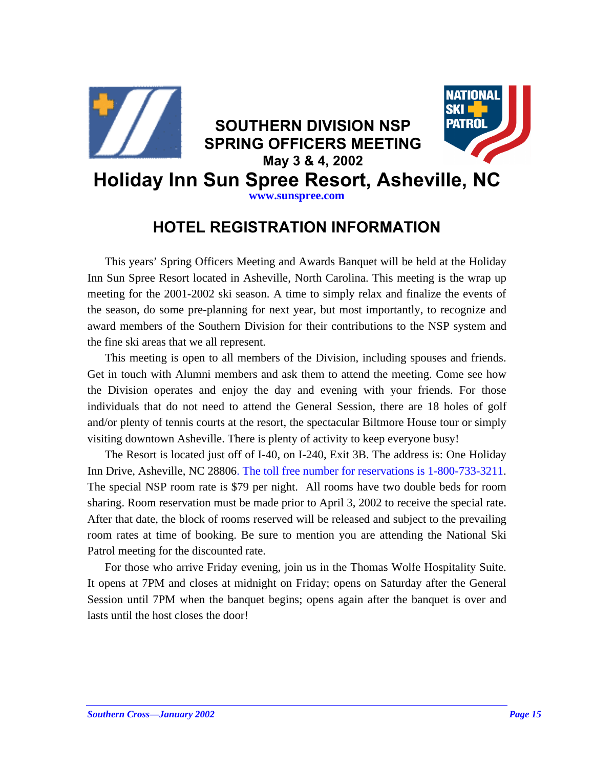# SOUTHERN DIVISION NSP SPRING OFFICERS MEETING

**May 3 & 4, 2002**

# Holiday Inn Sun Spree Resort, Asheville, NC

**www.sunspree.com**

## HOTEL REGISTRATION INFORMATION

This years' Spring Officers Meeting and Awards Banquet will be held at the Holiday Inn Sun Spree Resort located in Asheville, North Carolina. This meeting is the wrap up meeting for the 2001-2002 ski season. A time to simply relax and finalize the events of the season, do some pre-planning for next year, but most importantly, to recognize and award members of the Southern Division for their contributions to the NSP system and the fine ski areas that we all represent.

This meeting is open to all members of the Division, including spouses and friends. Get in touch with Alumni members and ask them to attend the meeting. Come see how the Division operates and enjoy the day and evening with your friends. For those individuals that do not need to attend the General Session, there are 18 holes of golf and/or plenty of tennis courts at the resort, the spectacular Biltmore House tour or simply visiting downtown Asheville. There is plenty of activity to keep everyone busy!

The Resort is located just off of I-40, on I-240, Exit 3B. The address is: One Holiday Inn Drive, Asheville, NC 28806. The toll free number for reservations is 1-800-733-3211. The special NSP room rate is $79 per night. All rooms have two double beds for room sharing. Room reservation must be made prior to April 3, 2002 to receive the special rate. After that date, the block of rooms reserved will be released and subject to the prevailing room rates at time of booking. Be sure to mention you are attending the National Ski Patrol meeting for the discounted rate.

For those who arrive Friday evening, join us in the Thomas Wolfe Hospitality Suite. It opens at 7PM and closes at midnight on Friday; opens on Saturday after the General Session until 7PM when the banquet begins; opens again after the banquet is over and lasts until the host closes the door!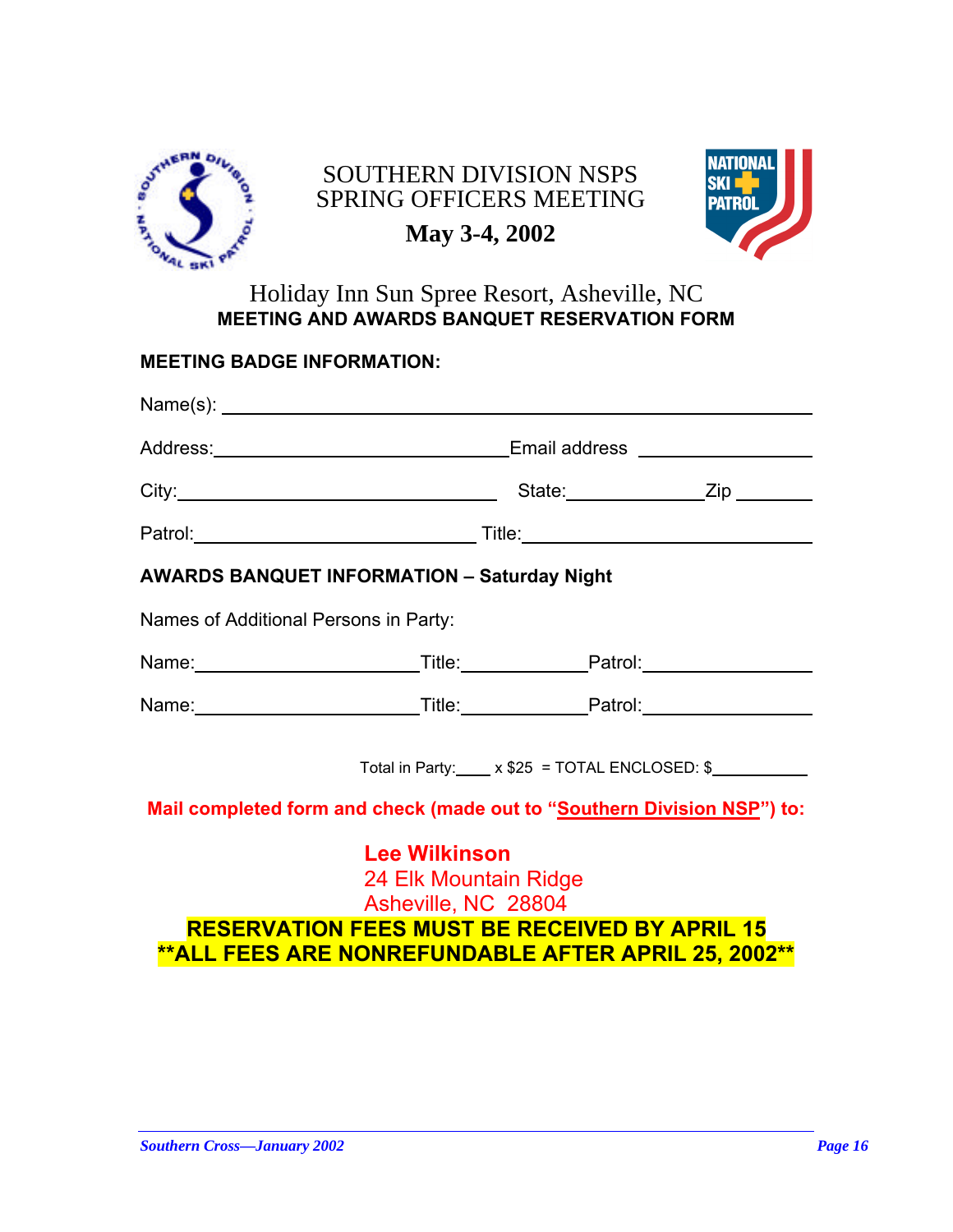# SOUTHERN DIVISION NSPS
# SPRING OFFICERS MEETING

## May 3-4, 2002

Holiday Inn Sun Spree Resort, Asheville, NC

**MEETING AND AWARDS BANQUET RESERVATION FORM**

**MEETING BADGE INFORMATION:**

Name(s): ____________________________________________

Address: ______________________ Email address ______________

City: ______________________ State: __________ Zip ________

Patrol: ______________________ Title: ______________________

**AWARDS BANQUET INFORMATION – Saturday Night**

Names of Additional Persons in Party:

Name: ________________ Title: __________ Patrol: ____________

Name: ________________ Title: __________ Patrol: ____________

Total in Party: ____ x $25 = TOTAL ENCLOSED: $__________

**Mail completed form and check (made out to "Southern Division NSP") to:**

**Lee Wilkinson**
24 Elk Mountain Ridge
Asheville, NC 28804

**RESERVATION FEES MUST BE RECEIVED BY APRIL 15**
****ALL FEES ARE NONREFUNDABLE AFTER APRIL 25, 2002****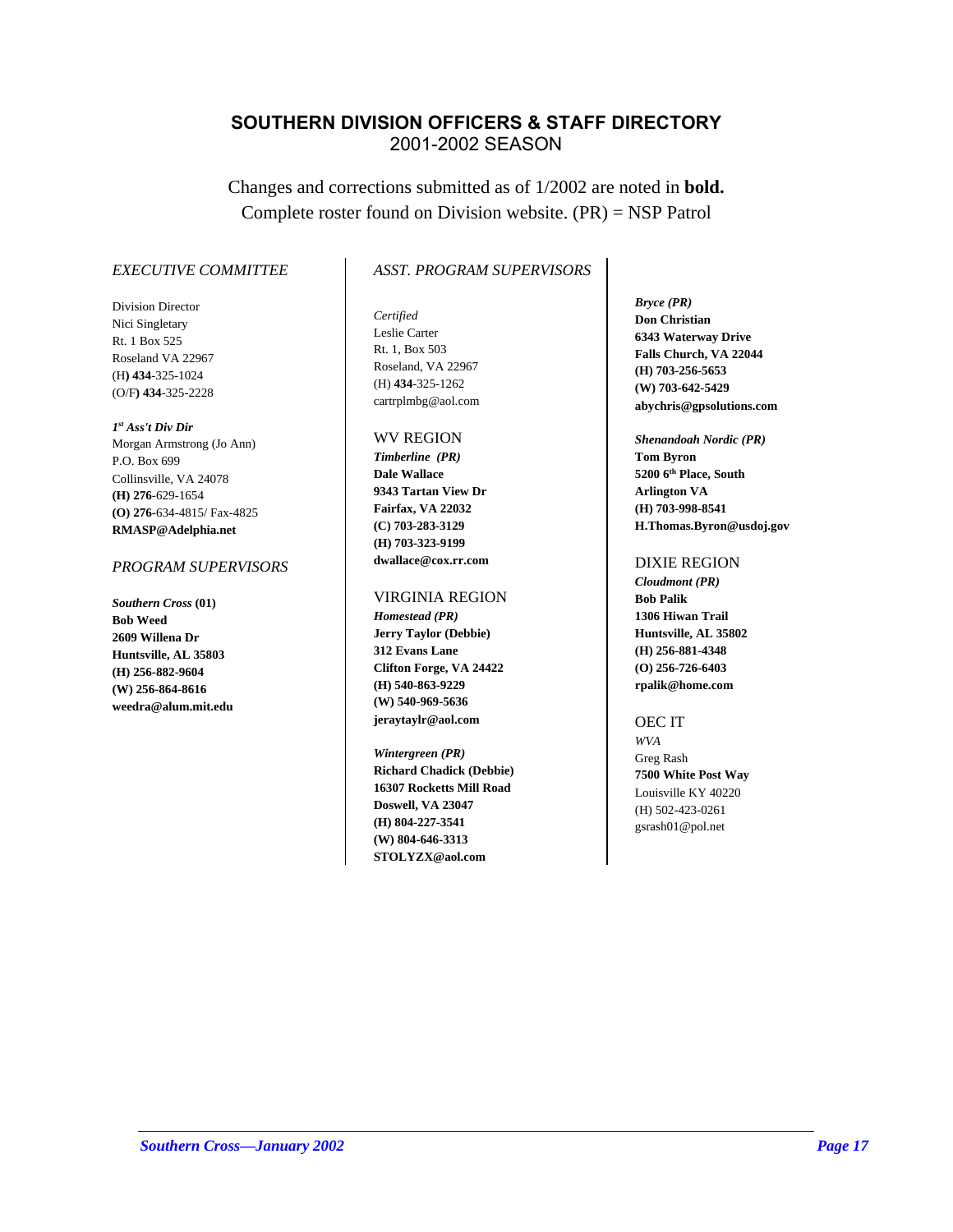# SOUTHERN DIVISION OFFICERS & STAFF DIRECTORY

2001-2002 SEASON

Changes and corrections submitted as of 1/2002 are noted in **bold.**
Complete roster found on Division website. (PR) = NSP Patrol

## *EXECUTIVE COMMITTEE*

Division Director
Nici Singletary
Rt. 1 Box 525
Roseland VA 22967
(H) **434**-325-1024
(O/F**) 434**-325-2228

***1st Ass't Div Dir***
Morgan Armstrong (Jo Ann)
P.O. Box 699
Collinsville, VA 24078
**(H) 276**-629-1654
**(O) 276**-634-4815/ Fax-4825
**RMASP@Adelphia.net**

## *PROGRAM SUPERVISORS*

***Southern Cross* (01)**
**Bob Weed**
**2609 Willena Dr**
**Huntsville, AL 35803**
**(H) 256-882-9604**
**(W) 256-864-8616**
**weedra@alum.mit.edu**

## *ASST. PROGRAM SUPERVISORS*

*Certified*
Leslie Carter
Rt. 1, Box 503
Roseland, VA 22967
(H) **434**-325-1262
cartrplmbg@aol.com

### WV REGION

***Timberline (PR)***
**Dale Wallace**
**9343 Tartan View Dr**
**Fairfax, VA 22032**
**(C) 703-283-3129**
**(H) 703-323-9199**
**dwallace@cox.rr.com**

### VIRGINIA REGION

***Homestead (PR)***
**Jerry Taylor (Debbie)**
**312 Evans Lane**
**Clifton Forge, VA 24422**
**(H) 540-863-9229**
**(W) 540-969-5636**
**jeraytaylr@aol.com**

***Wintergreen (PR)***
**Richard Chadick (Debbie)**
**16307 Rocketts Mill Road**
**Doswell, VA 23047**
**(H) 804-227-3541**
**(W) 804-646-3313**
**STOLYZX@aol.com**

***Bryce (PR)***
**Don Christian**
**6343 Waterway Drive**
**Falls Church, VA 22044**
**(H) 703-256-5653**
**(W) 703-642-5429**
**abychris@gpsolutions.com**

***Shenandoah Nordic (PR)***
**Tom Byron**
**5200 6th Place, South**
**Arlington VA**
**(H) 703-998-8541**
**H.Thomas.Byron@usdoj.gov**

### DIXIE REGION

***Cloudmont (PR)***
**Bob Palik**
**1306 Hiwan Trail**
**Huntsville, AL 35802**
**(H) 256-881-4348**
**(O) 256-726-6403**
**rpalik@home.com**

### OEC IT

*WVA*
Greg Rash
**7500 White Post Way**
Louisville KY 40220
(H) 502-423-0261
gsrash01@pol.net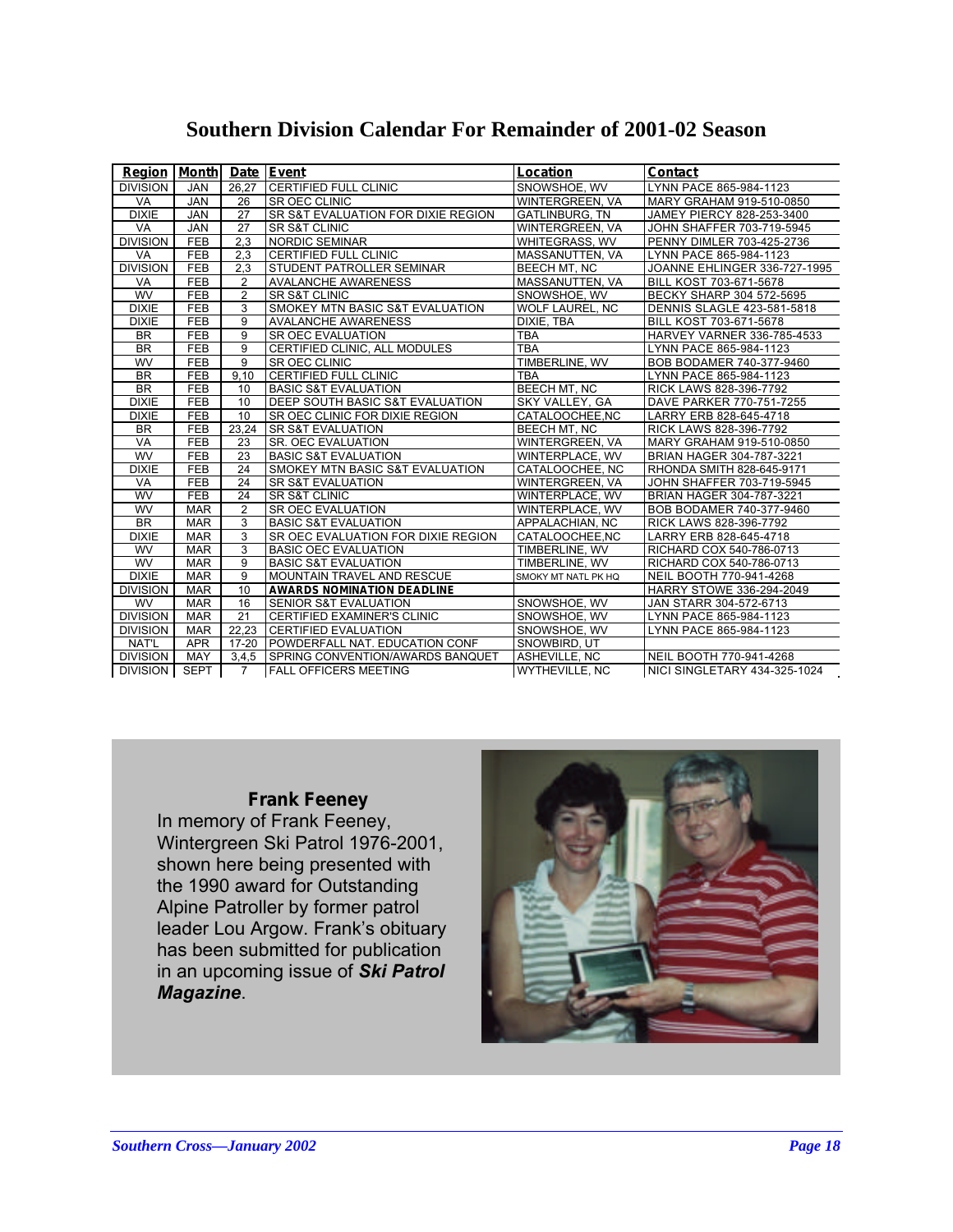# Southern Division Calendar For Remainder of 2001-02 Season

| Region | Month | Date | Event | Location | Contact |
|---|---|---|---|---|---|
| DIVISION | JAN | 26,27 | CERTIFIED FULL CLINIC | SNOWSHOE, WV | LYNN PACE 865-984-1123 |
| VA | JAN | 26 | SR OEC CLINIC | WINTERGREEN, VA | MARY GRAHAM 919-510-0850 |
| DIXIE | JAN | 27 | SR S&T EVALUATION FOR DIXIE REGION | GATLINBURG, TN | JAMEY PIERCY 828-253-3400 |
| VA | JAN | 27 | SR S&T CLINIC | WINTERGREEN, VA | JOHN SHAFFER 703-719-5945 |
| DIVISION | FEB | 2,3 | NORDIC SEMINAR | WHITEGRASS, WV | PENNY DIMLER 703-425-2736 |
| VA | FEB | 2,3 | CERTIFIED FULL CLINIC | MASSANUTTEN, VA | LYNN PACE 865-984-1123 |
| DIVISION | FEB | 2,3 | STUDENT PATROLLER SEMINAR | BEECH MT, NC | JOANNE EHLINGER 336-727-1995 |
| VA | FEB | 2 | AVALANCHE AWARENESS | MASSANUTTEN, VA | BILL KOST 703-671-5678 |
| WV | FEB | 2 | SR S&T CLINIC | SNOWSHOE, WV | BECKY SHARP 304 572-5695 |
| DIXIE | FEB | 3 | SMOKEY MTN BASIC S&T EVALUATION | WOLF LAUREL, NC | DENNIS SLAGLE 423-581-5818 |
| DIXIE | FEB | 9 | AVALANCHE AWARENESS | DIXIE, TBA | BILL KOST 703-671-5678 |
| BR | FEB | 9 | SR OEC EVALUATION | TBA | HARVEY VARNER 336-785-4533 |
| BR | FEB | 9 | CERTIFIED CLINIC, ALL MODULES | TBA | LYNN PACE 865-984-1123 |
| WV | FEB | 9 | SR OEC CLINIC | TIMBERLINE, WV | BOB BODAMER 740-377-9460 |
| BR | FEB | 9,10 | CERTIFIED FULL CLINIC | TBA | LYNN PACE 865-984-1123 |
| BR | FEB | 10 | BASIC S&T EVALUATION | BEECH MT, NC | RICK LAWS 828-396-7792 |
| DIXIE | FEB | 10 | DEEP SOUTH BASIC S&T EVALUATION | SKY VALLEY, GA | DAVE PARKER 770-751-7255 |
| DIXIE | FEB | 10 | SR OEC CLINIC FOR DIXIE REGION | CATALOOCHEE,NC | LARRY ERB 828-645-4718 |
| BR | FEB | 23,24 | SR S&T EVALUATION | BEECH MT, NC | RICK LAWS 828-396-7792 |
| VA | FEB | 23 | SR. OEC EVALUATION | WINTERGREEN, VA | MARY GRAHAM 919-510-0850 |
| WV | FEB | 23 | BASIC S&T EVALUATION | WINTERPLACE, WV | BRIAN HAGER 304-787-3221 |
| DIXIE | FEB | 24 | SMOKEY MTN BASIC S&T EVALUATION | CATALOOCHEE, NC | RHONDA SMITH 828-645-9171 |
| VA | FEB | 24 | SR S&T EVALUATION | WINTERGREEN, VA | JOHN SHAFFER 703-719-5945 |
| WV | FEB | 24 | SR S&T CLINIC | WINTERPLACE, WV | BRIAN HAGER 304-787-3221 |
| WV | MAR | 2 | SR OEC EVALUATION | WINTERPLACE, WV | BOB BODAMER 740-377-9460 |
| BR | MAR | 3 | BASIC S&T EVALUATION | APPALACHIAN, NC | RICK LAWS 828-396-7792 |
| DIXIE | MAR | 3 | SR OEC EVALUATION FOR DIXIE REGION | CATALOOCHEE,NC | LARRY ERB 828-645-4718 |
| WV | MAR | 3 | BASIC OEC EVALUATION | TIMBERLINE, WV | RICHARD COX 540-786-0713 |
| WV | MAR | 9 | BASIC S&T EVALUATION | TIMBERLINE, WV | RICHARD COX 540-786-0713 |
| DIXIE | MAR | 9 | MOUNTAIN TRAVEL AND RESCUE | SMOKY MT NATL PK HQ | NEIL BOOTH 770-941-4268 |
| DIVISION | MAR | 10 | **AWARDS NOMINATION DEADLINE** | | HARRY STOWE 336-294-2049 |
| WV | MAR | 16 | SENIOR S&T EVALUATION | SNOWSHOE, WV | JAN STARR 304-572-6713 |
| DIVISION | MAR | 21 | CERTIFIED EXAMINER'S CLINIC | SNOWSHOE, WV | LYNN PACE 865-984-1123 |
| DIVISION | MAR | 22,23 | CERTIFIED EVALUATION | SNOWSHOE, WV | LYNN PACE 865-984-1123 |
| NAT'L | APR | 17-20 | POWDERFALL NAT. EDUCATION CONF | SNOWBIRD, UT | |
| DIVISION | MAY | 3,4,5 | SPRING CONVENTION/AWARDS BANQUET | ASHEVILLE, NC | NEIL BOOTH 770-941-4268 |
| DIVISION | SEPT | 7 | FALL OFFICERS MEETING | WYTHEVILLE, NC | NICI SINGLETARY 434-325-1024 |

**Frank Feeney**

In memory of Frank Feeney, Wintergreen Ski Patrol 1976-2001, shown here being presented with the 1990 award for Outstanding Alpine Patroller by former patrol leader Lou Argow. Frank's obituary has been submitted for publication in an upcoming issue of ***Ski Patrol Magazine***.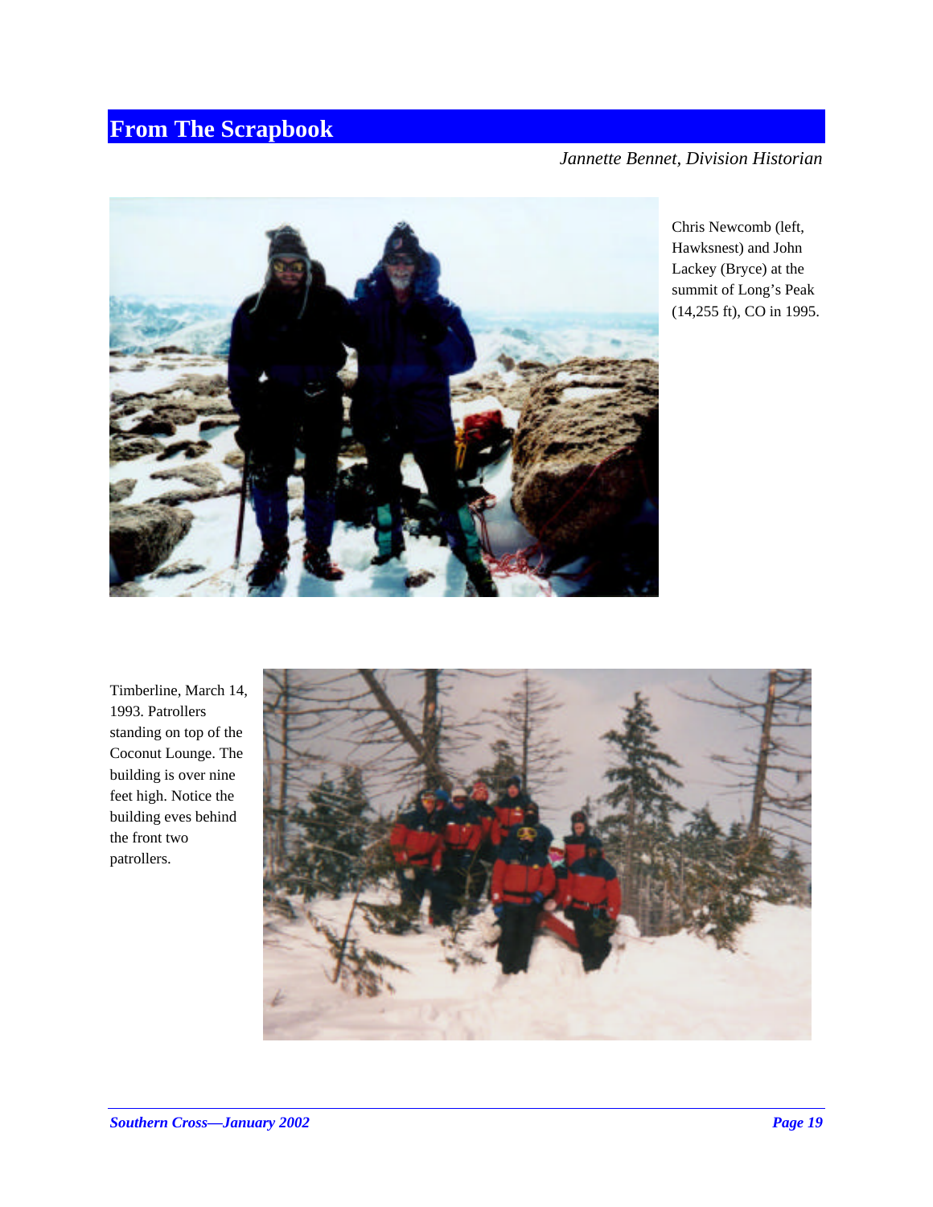## From The Scrapbook

*Jannette Bennet, Division Historian*

Chris Newcomb (left, Hawksnest) and John Lackey (Bryce) at the summit of Long's Peak (14,255 ft), CO in 1995.

Timberline, March 14, 1993. Patrollers standing on top of the Coconut Lounge. The building is over nine feet high. Notice the building eves behind the front two patrollers.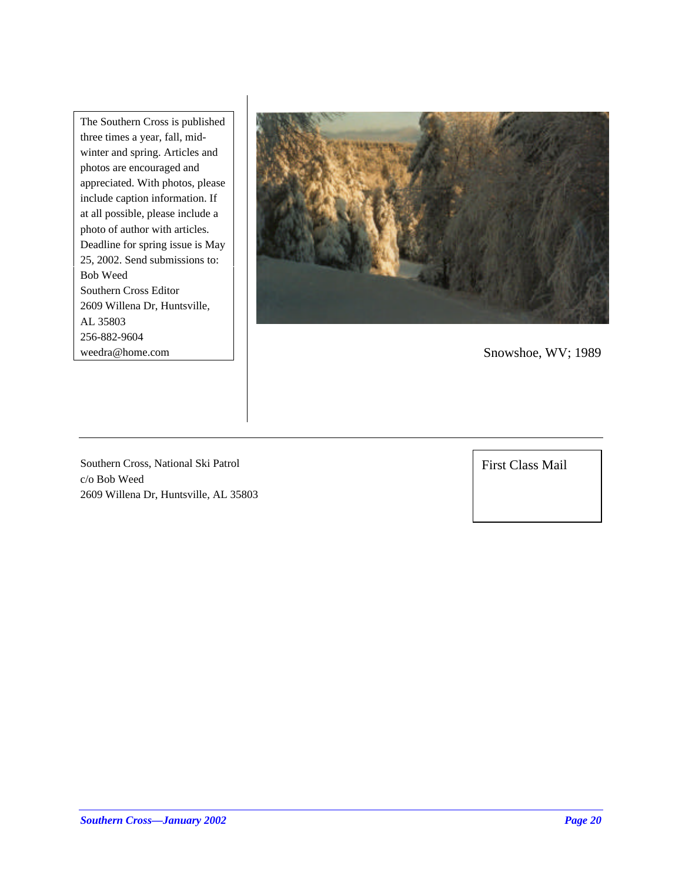The Southern Cross is published three times a year, fall, mid-winter and spring. Articles and photos are encouraged and appreciated. With photos, please include caption information. If at all possible, please include a photo of author with articles. Deadline for spring issue is May 25, 2002. Send submissions to:
Bob Weed
Southern Cross Editor
2609 Willena Dr, Huntsville, AL 35803
256-882-9604
weedra@home.com

Snowshoe, WV; 1989

Southern Cross, National Ski Patrol
c/o Bob Weed
2609 Willena Dr, Huntsville, AL 35803

First Class Mail